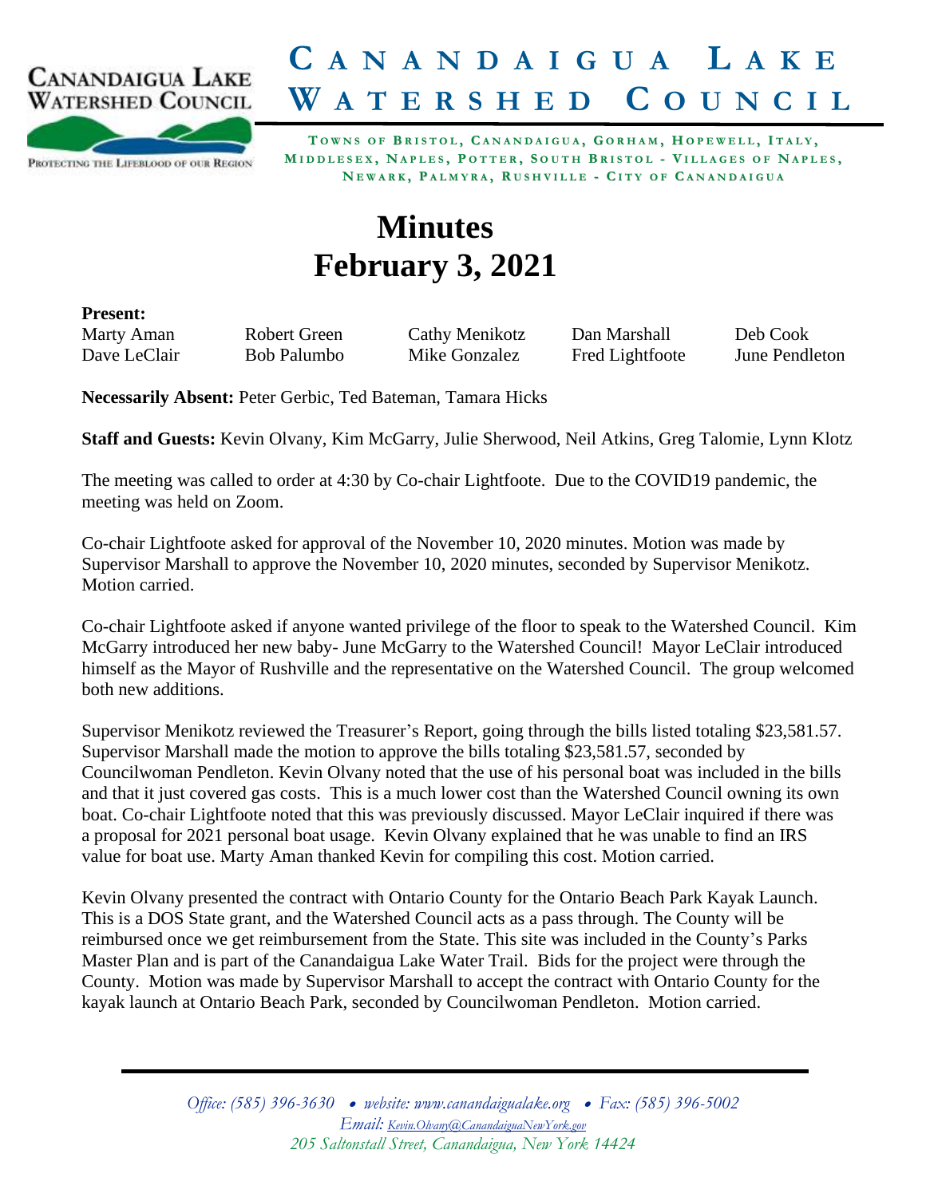# Canandaigua Lake Watershed Council

**Towns of Bristol, Canandaigua, Gorham, Hopewell, Italy, Middlesex, Naples, Potter, South Bristol - Villages of Naples, Newark, Palmyra, Rushville - City of Canandaigua**

# Minutes
# February 3, 2021

**Present:**

| | | | | |
|---|---|---|---|---|
| Marty Aman | Robert Green | Cathy Menikotz | Dan Marshall | Deb Cook |
| Dave LeClair | Bob Palumbo | Mike Gonzalez | Fred Lightfoote | June Pendleton |

**Necessarily Absent:** Peter Gerbic, Ted Bateman, Tamara Hicks

**Staff and Guests:** Kevin Olvany, Kim McGarry, Julie Sherwood, Neil Atkins, Greg Talomie, Lynn Klotz

The meeting was called to order at 4:30 by Co-chair Lightfoote. Due to the COVID19 pandemic, the meeting was held on Zoom.

Co-chair Lightfoote asked for approval of the November 10, 2020 minutes. Motion was made by Supervisor Marshall to approve the November 10, 2020 minutes, seconded by Supervisor Menikotz. Motion carried.

Co-chair Lightfoote asked if anyone wanted privilege of the floor to speak to the Watershed Council. Kim McGarry introduced her new baby- June McGarry to the Watershed Council! Mayor LeClair introduced himself as the Mayor of Rushville and the representative on the Watershed Council. The group welcomed both new additions.

Supervisor Menikotz reviewed the Treasurer's Report, going through the bills listed totaling $23,581.57. Supervisor Marshall made the motion to approve the bills totaling $23,581.57, seconded by Councilwoman Pendleton. Kevin Olvany noted that the use of his personal boat was included in the bills and that it just covered gas costs. This is a much lower cost than the Watershed Council owning its own boat. Co-chair Lightfoote noted that this was previously discussed. Mayor LeClair inquired if there was a proposal for 2021 personal boat usage. Kevin Olvany explained that he was unable to find an IRS value for boat use. Marty Aman thanked Kevin for compiling this cost. Motion carried.

Kevin Olvany presented the contract with Ontario County for the Ontario Beach Park Kayak Launch. This is a DOS State grant, and the Watershed Council acts as a pass through. The County will be reimbursed once we get reimbursement from the State. This site was included in the County's Parks Master Plan and is part of the Canandaigua Lake Water Trail. Bids for the project were through the County. Motion was made by Supervisor Marshall to accept the contract with Ontario County for the kayak launch at Ontario Beach Park, seconded by Councilwoman Pendleton. Motion carried.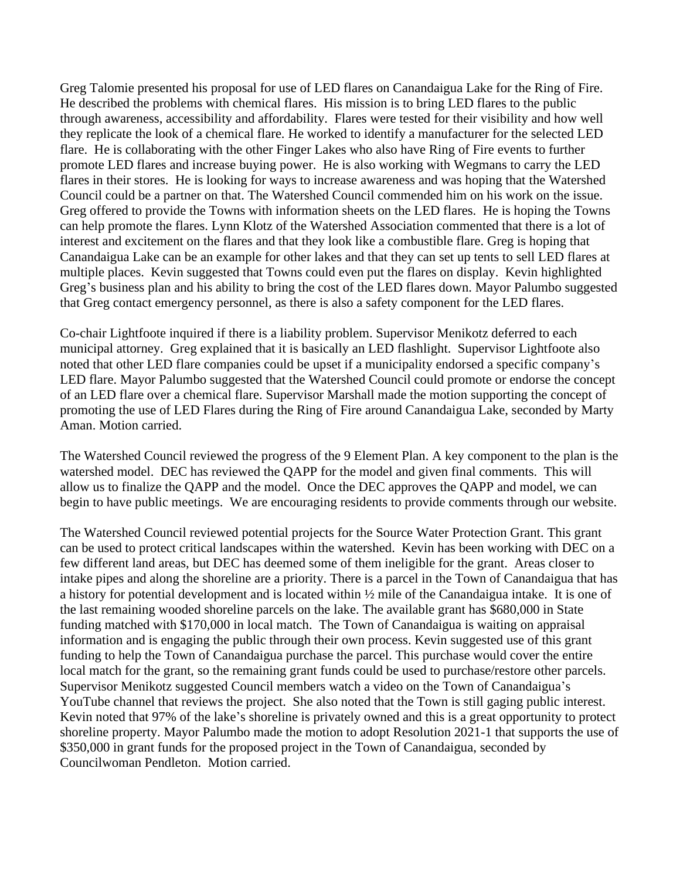Greg Talomie presented his proposal for use of LED flares on Canandaigua Lake for the Ring of Fire. He described the problems with chemical flares. His mission is to bring LED flares to the public through awareness, accessibility and affordability. Flares were tested for their visibility and how well they replicate the look of a chemical flare. He worked to identify a manufacturer for the selected LED flare. He is collaborating with the other Finger Lakes who also have Ring of Fire events to further promote LED flares and increase buying power. He is also working with Wegmans to carry the LED flares in their stores. He is looking for ways to increase awareness and was hoping that the Watershed Council could be a partner on that. The Watershed Council commended him on his work on the issue. Greg offered to provide the Towns with information sheets on the LED flares. He is hoping the Towns can help promote the flares. Lynn Klotz of the Watershed Association commented that there is a lot of interest and excitement on the flares and that they look like a combustible flare. Greg is hoping that Canandaigua Lake can be an example for other lakes and that they can set up tents to sell LED flares at multiple places. Kevin suggested that Towns could even put the flares on display. Kevin highlighted Greg's business plan and his ability to bring the cost of the LED flares down. Mayor Palumbo suggested that Greg contact emergency personnel, as there is also a safety component for the LED flares.

Co-chair Lightfoote inquired if there is a liability problem. Supervisor Menikotz deferred to each municipal attorney. Greg explained that it is basically an LED flashlight. Supervisor Lightfoote also noted that other LED flare companies could be upset if a municipality endorsed a specific company's LED flare. Mayor Palumbo suggested that the Watershed Council could promote or endorse the concept of an LED flare over a chemical flare. Supervisor Marshall made the motion supporting the concept of promoting the use of LED Flares during the Ring of Fire around Canandaigua Lake, seconded by Marty Aman. Motion carried.

The Watershed Council reviewed the progress of the 9 Element Plan. A key component to the plan is the watershed model. DEC has reviewed the QAPP for the model and given final comments. This will allow us to finalize the QAPP and the model. Once the DEC approves the QAPP and model, we can begin to have public meetings. We are encouraging residents to provide comments through our website.

The Watershed Council reviewed potential projects for the Source Water Protection Grant. This grant can be used to protect critical landscapes within the watershed. Kevin has been working with DEC on a few different land areas, but DEC has deemed some of them ineligible for the grant. Areas closer to intake pipes and along the shoreline are a priority. There is a parcel in the Town of Canandaigua that has a history for potential development and is located within ½ mile of the Canandaigua intake. It is one of the last remaining wooded shoreline parcels on the lake. The available grant has $680,000 in State funding matched with $170,000 in local match. The Town of Canandaigua is waiting on appraisal information and is engaging the public through their own process. Kevin suggested use of this grant funding to help the Town of Canandaigua purchase the parcel. This purchase would cover the entire local match for the grant, so the remaining grant funds could be used to purchase/restore other parcels. Supervisor Menikotz suggested Council members watch a video on the Town of Canandaigua's YouTube channel that reviews the project. She also noted that the Town is still gaging public interest. Kevin noted that 97% of the lake's shoreline is privately owned and this is a great opportunity to protect shoreline property. Mayor Palumbo made the motion to adopt Resolution 2021-1 that supports the use of $350,000 in grant funds for the proposed project in the Town of Canandaigua, seconded by Councilwoman Pendleton. Motion carried.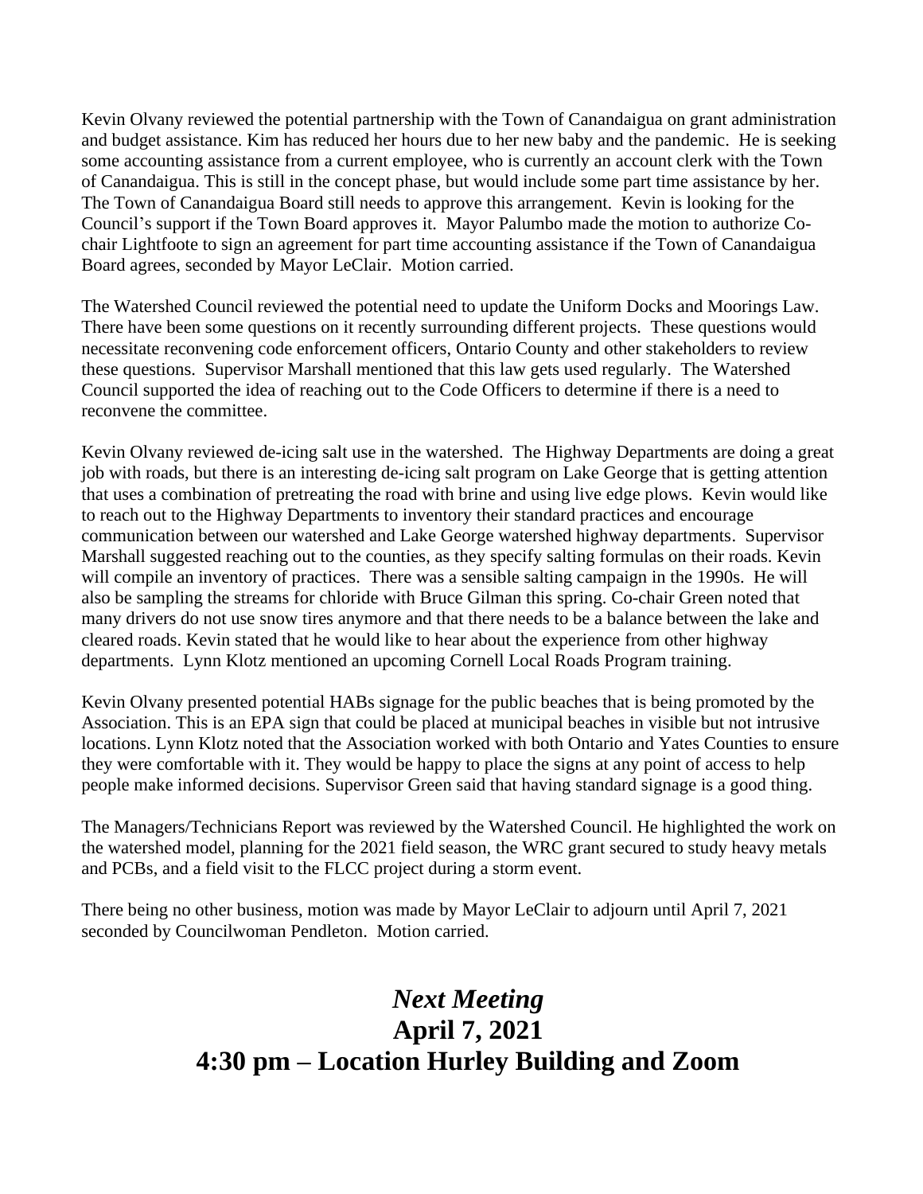Kevin Olvany reviewed the potential partnership with the Town of Canandaigua on grant administration and budget assistance. Kim has reduced her hours due to her new baby and the pandemic. He is seeking some accounting assistance from a current employee, who is currently an account clerk with the Town of Canandaigua. This is still in the concept phase, but would include some part time assistance by her. The Town of Canandaigua Board still needs to approve this arrangement. Kevin is looking for the Council's support if the Town Board approves it. Mayor Palumbo made the motion to authorize Co-chair Lightfoote to sign an agreement for part time accounting assistance if the Town of Canandaigua Board agrees, seconded by Mayor LeClair. Motion carried.

The Watershed Council reviewed the potential need to update the Uniform Docks and Moorings Law. There have been some questions on it recently surrounding different projects. These questions would necessitate reconvening code enforcement officers, Ontario County and other stakeholders to review these questions. Supervisor Marshall mentioned that this law gets used regularly. The Watershed Council supported the idea of reaching out to the Code Officers to determine if there is a need to reconvene the committee.

Kevin Olvany reviewed de-icing salt use in the watershed. The Highway Departments are doing a great job with roads, but there is an interesting de-icing salt program on Lake George that is getting attention that uses a combination of pretreating the road with brine and using live edge plows. Kevin would like to reach out to the Highway Departments to inventory their standard practices and encourage communication between our watershed and Lake George watershed highway departments. Supervisor Marshall suggested reaching out to the counties, as they specify salting formulas on their roads. Kevin will compile an inventory of practices. There was a sensible salting campaign in the 1990s. He will also be sampling the streams for chloride with Bruce Gilman this spring. Co-chair Green noted that many drivers do not use snow tires anymore and that there needs to be a balance between the lake and cleared roads. Kevin stated that he would like to hear about the experience from other highway departments. Lynn Klotz mentioned an upcoming Cornell Local Roads Program training.

Kevin Olvany presented potential HABs signage for the public beaches that is being promoted by the Association. This is an EPA sign that could be placed at municipal beaches in visible but not intrusive locations. Lynn Klotz noted that the Association worked with both Ontario and Yates Counties to ensure they were comfortable with it. They would be happy to place the signs at any point of access to help people make informed decisions. Supervisor Green said that having standard signage is a good thing.

The Managers/Technicians Report was reviewed by the Watershed Council. He highlighted the work on the watershed model, planning for the 2021 field season, the WRC grant secured to study heavy metals and PCBs, and a field visit to the FLCC project during a storm event.

There being no other business, motion was made by Mayor LeClair to adjourn until April 7, 2021 seconded by Councilwoman Pendleton. Motion carried.

## *Next Meeting*
## April 7, 2021
## 4:30 pm – Location Hurley Building and Zoom